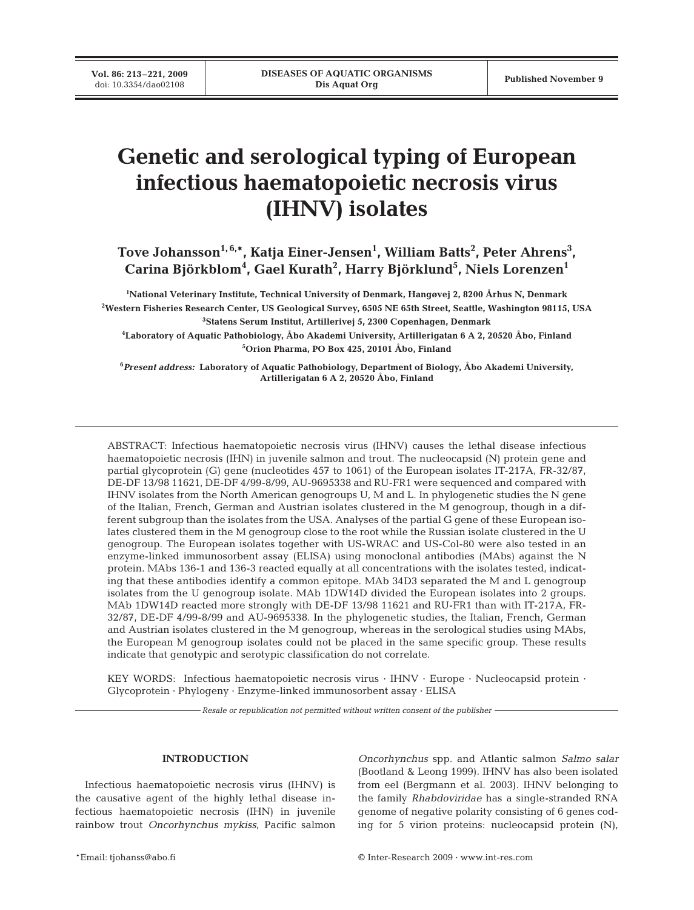# Genetic and serological typing of European infectious haematopoietic necrosis virus (IHNV) isolates

**Tove Johansson[1,6,*], Katja Einer-Jensen[1], William Batts[2], Peter Ahrens[3], Carina Björkblom[4], Gael Kurath[2], Harry Björklund[5], Niels Lorenzen[1]**

[1]National Veterinary Institute, Technical University of Denmark, Hangøvej 2, 8200 Århus N, Denmark

[2]Western Fisheries Research Center, US Geological Survey, 6505 NE 65th Street, Seattle, Washington 98115, USA

[3]Statens Serum Institut, Artillerivej 5, 2300 Copenhagen, Denmark

[4]Laboratory of Aquatic Pathobiology, Åbo Akademi University, Artillerigatan 6 A 2, 20520 Åbo, Finland

[5]Orion Pharma, PO Box 425, 20101 Åbo, Finland

[6]*Present address:* Laboratory of Aquatic Pathobiology, Department of Biology, Åbo Akademi University, Artillerigatan 6 A 2, 20520 Åbo, Finland

ABSTRACT: Infectious haematopoietic necrosis virus (IHNV) causes the lethal disease infectious haematopoietic necrosis (IHN) in juvenile salmon and trout. The nucleocapsid (N) protein gene and partial glycoprotein (G) gene (nucleotides 457 to 1061) of the European isolates IT-217A, FR-32/87, DE-DF 13/98 11621, DE-DF 4/99-8/99, AU-9695338 and RU-FR1 were sequenced and compared with IHNV isolates from the North American genogroups U, M and L. In phylogenetic studies the N gene of the Italian, French, German and Austrian isolates clustered in the M genogroup, though in a different subgroup than the isolates from the USA. Analyses of the partial G gene of these European isolates clustered them in the M genogroup close to the root while the Russian isolate clustered in the U genogroup. The European isolates together with US-WRAC and US-Col-80 were also tested in an enzyme-linked immunosorbent assay (ELISA) using monoclonal antibodies (MAbs) against the N protein. MAbs 136-1 and 136-3 reacted equally at all concentrations with the isolates tested, indicating that these antibodies identify a common epitope. MAb 34D3 separated the M and L genogroup isolates from the U genogroup isolate. MAb 1DW14D divided the European isolates into 2 groups. MAb 1DW14D reacted more strongly with DE-DF 13/98 11621 and RU-FR1 than with IT-217A, FR-32/87, DE-DF 4/99-8/99 and AU-9695338. In the phylogenetic studies, the Italian, French, German and Austrian isolates clustered in the M genogroup, whereas in the serological studies using MAbs, the European M genogroup isolates could not be placed in the same specific group. These results indicate that genotypic and serotypic classification do not correlate.

KEY WORDS: Infectious haematopoietic necrosis virus · IHNV · Europe · Nucleocapsid protein · Glycoprotein · Phylogeny · Enzyme-linked immunosorbent assay · ELISA

*Resale or republication not permitted without written consent of the publisher*

## INTRODUCTION

Infectious haematopoietic necrosis virus (IHNV) is the causative agent of the highly lethal disease infectious haematopoietic necrosis (IHN) in juvenile rainbow trout *Oncorhynchus mykiss*, Pacific salmon *Oncorhynchus* spp. and Atlantic salmon *Salmo salar* (Bootland & Leong 1999). IHNV has also been isolated from eel (Bergmann et al. 2003). IHNV belonging to the family *Rhabdoviridae* has a single-stranded RNA genome of negative polarity consisting of 6 genes coding for 5 virion proteins: nucleocapsid protein (N),

*Email: tjohanss@abo.fi

© Inter-Research 2009 · www.int-res.com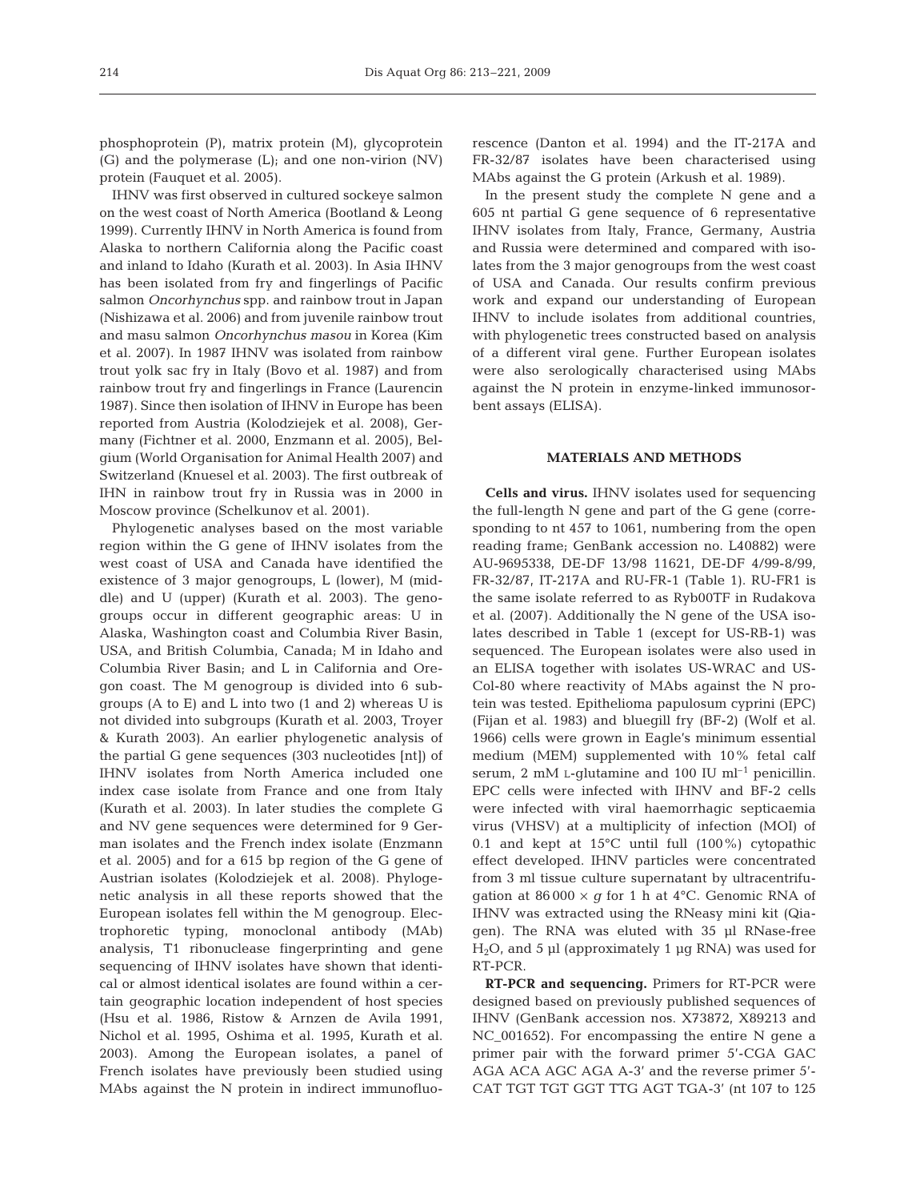phosphoprotein (P), matrix protein (M), glycoprotein (G) and the polymerase (L); and one non-virion (NV) protein (Fauquet et al. 2005).

IHNV was first observed in cultured sockeye salmon on the west coast of North America (Bootland & Leong 1999). Currently IHNV in North America is found from Alaska to northern California along the Pacific coast and inland to Idaho (Kurath et al. 2003). In Asia IHNV has been isolated from fry and fingerlings of Pacific salmon *Oncorhynchus* spp. and rainbow trout in Japan (Nishizawa et al. 2006) and from juvenile rainbow trout and masu salmon *Oncorhynchus masou* in Korea (Kim et al. 2007). In 1987 IHNV was isolated from rainbow trout yolk sac fry in Italy (Bovo et al. 1987) and from rainbow trout fry and fingerlings in France (Laurencin 1987). Since then isolation of IHNV in Europe has been reported from Austria (Kolodziejek et al. 2008), Germany (Fichtner et al. 2000, Enzmann et al. 2005), Belgium (World Organisation for Animal Health 2007) and Switzerland (Knuesel et al. 2003). The first outbreak of IHN in rainbow trout fry in Russia was in 2000 in Moscow province (Schelkunov et al. 2001).

Phylogenetic analyses based on the most variable region within the G gene of IHNV isolates from the west coast of USA and Canada have identified the existence of 3 major genogroups, L (lower), M (middle) and U (upper) (Kurath et al. 2003). The genogroups occur in different geographic areas: U in Alaska, Washington coast and Columbia River Basin, USA, and British Columbia, Canada; M in Idaho and Columbia River Basin; and L in California and Oregon coast. The M genogroup is divided into 6 subgroups (A to E) and L into two (1 and 2) whereas U is not divided into subgroups (Kurath et al. 2003, Troyer & Kurath 2003). An earlier phylogenetic analysis of the partial G gene sequences (303 nucleotides [nt]) of IHNV isolates from North America included one index case isolate from France and one from Italy (Kurath et al. 2003). In later studies the complete G and NV gene sequences were determined for 9 German isolates and the French index isolate (Enzmann et al. 2005) and for a 615 bp region of the G gene of Austrian isolates (Kolodziejek et al. 2008). Phylogenetic analysis in all these reports showed that the European isolates fell within the M genogroup. Electrophoretic typing, monoclonal antibody (MAb) analysis, T1 ribonuclease fingerprinting and gene sequencing of IHNV isolates have shown that identical or almost identical isolates are found within a certain geographic location independent of host species (Hsu et al. 1986, Ristow & Arnzen de Avila 1991, Nichol et al. 1995, Oshima et al. 1995, Kurath et al. 2003). Among the European isolates, a panel of French isolates have previously been studied using MAbs against the N protein in indirect immunofluorescence (Danton et al. 1994) and the IT-217A and FR-32/87 isolates have been characterised using MAbs against the G protein (Arkush et al. 1989).

In the present study the complete N gene and a 605 nt partial G gene sequence of 6 representative IHNV isolates from Italy, France, Germany, Austria and Russia were determined and compared with isolates from the 3 major genogroups from the west coast of USA and Canada. Our results confirm previous work and expand our understanding of European IHNV to include isolates from additional countries, with phylogenetic trees constructed based on analysis of a different viral gene. Further European isolates were also serologically characterised using MAbs against the N protein in enzyme-linked immunosorbent assays (ELISA).

## MATERIALS AND METHODS

**Cells and virus.** IHNV isolates used for sequencing the full-length N gene and part of the G gene (corresponding to nt 457 to 1061, numbering from the open reading frame; GenBank accession no. L40882) were AU-9695338, DE-DF 13/98 11621, DE-DF 4/99-8/99, FR-32/87, IT-217A and RU-FR-1 (Table 1). RU-FR1 is the same isolate referred to as Ryb00TF in Rudakova et al. (2007). Additionally the N gene of the USA isolates described in Table 1 (except for US-RB-1) was sequenced. The European isolates were also used in an ELISA together with isolates US-WRAC and US-Col-80 where reactivity of MAbs against the N protein was tested. Epithelioma papulosum cyprini (EPC) (Fijan et al. 1983) and bluegill fry (BF-2) (Wolf et al. 1966) cells were grown in Eagle's minimum essential medium (MEM) supplemented with 10% fetal calf serum, 2 mM L-glutamine and 100 IU $ml^{-1}$ penicillin. EPC cells were infected with IHNV and BF-2 cells were infected with viral haemorrhagic septicaemia virus (VHSV) at a multiplicity of infection (MOI) of 0.1 and kept at 15°C until full (100%) cytopathic effect developed. IHNV particles were concentrated from 3 ml tissue culture supernatant by ultracentrifugation at $86\,000 \times g$ for 1 h at 4°C. Genomic RNA of IHNV was extracted using the RNeasy mini kit (Qiagen). The RNA was eluted with 35 µl RNase-free $H_2O$, and 5 µl (approximately 1 µg RNA) was used for RT-PCR.

**RT-PCR and sequencing.** Primers for RT-PCR were designed based on previously published sequences of IHNV (GenBank accession nos. X73872, X89213 and NC_001652). For encompassing the entire N gene a primer pair with the forward primer 5'-CGA GAC AGA ACA AGC AGA A-3' and the reverse primer 5'-CAT TGT TGT GGT TTG AGT TGA-3' (nt 107 to 125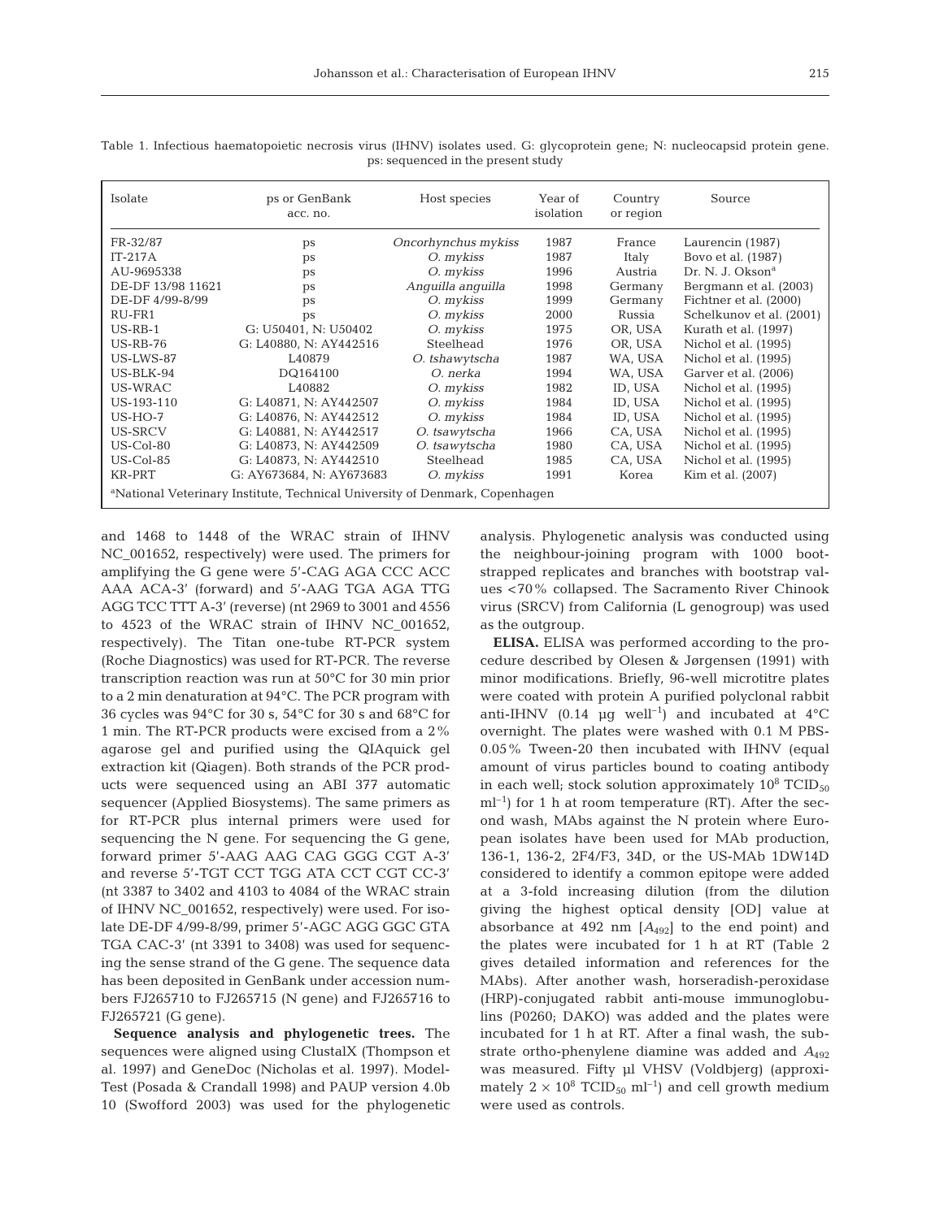Table 1. Infectious haematopoietic necrosis virus (IHNV) isolates used. G: glycoprotein gene; N: nucleocapsid protein gene. ps: sequenced in the present study

| Isolate | ps or GenBank acc. no. | Host species | Year of isolation | Country or region | Source |
|---|---|---|---|---|---|
| FR-32/87 | ps | *Oncorhynchus mykiss* | 1987 | France | Laurencin (1987) |
| IT-217A | ps | *O. mykiss* | 1987 | Italy | Bovo et al. (1987) |
| AU-9695338 | ps | *O. mykiss* | 1996 | Austria | Dr. N. J. Okson[a] |
| DE-DF 13/98 11621 | ps | *Anguilla anguilla* | 1998 | Germany | Bergmann et al. (2003) |
| DE-DF 4/99-8/99 | ps | *O. mykiss* | 1999 | Germany | Fichtner et al. (2000) |
| RU-FR1 | ps | *O. mykiss* | 2000 | Russia | Schelkunov et al. (2001) |
| US-RB-1 | G: U50401, N: U50402 | *O. mykiss* | 1975 | OR, USA | Kurath et al. (1997) |
| US-RB-76 | G: L40880, N: AY442516 | Steelhead | 1976 | OR, USA | Nichol et al. (1995) |
| US-LWS-87 | L40879 | *O. tshawytscha* | 1987 | WA, USA | Nichol et al. (1995) |
| US-BLK-94 | DQ164100 | *O. nerka* | 1994 | WA, USA | Garver et al. (2006) |
| US-WRAC | L40882 | *O. mykiss* | 1982 | ID, USA | Nichol et al. (1995) |
| US-193-110 | G: L40871, N: AY442507 | *O. mykiss* | 1984 | ID, USA | Nichol et al. (1995) |
| US-HO-7 | G: L40876, N: AY442512 | *O. mykiss* | 1984 | ID, USA | Nichol et al. (1995) |
| US-SRCV | G: L40881, N: AY442517 | *O. tsawytscha* | 1966 | CA, USA | Nichol et al. (1995) |
| US-Col-80 | G: L40873, N: AY442509 | *O. tsawytscha* | 1980 | CA, USA | Nichol et al. (1995) |
| US-Col-85 | G: L40873, N: AY442510 | Steelhead | 1985 | CA, USA | Nichol et al. (1995) |
| KR-PRT | G: AY673684, N: AY673683 | *O. mykiss* | 1991 | Korea | Kim et al. (2007) |

[a]National Veterinary Institute, Technical University of Denmark, Copenhagen

and 1468 to 1448 of the WRAC strain of IHNV NC_001652, respectively) were used. The primers for amplifying the G gene were 5'-CAG AGA CCC ACC AAA ACA-3' (forward) and 5'-AAG TGA AGA TTG AGG TCC TTT A-3' (reverse) (nt 2969 to 3001 and 4556 to 4523 of the WRAC strain of IHNV NC_001652, respectively). The Titan one-tube RT-PCR system (Roche Diagnostics) was used for RT-PCR. The reverse transcription reaction was run at 50°C for 30 min prior to a 2 min denaturation at 94°C. The PCR program with 36 cycles was 94°C for 30 s, 54°C for 30 s and 68°C for 1 min. The RT-PCR products were excised from a 2% agarose gel and purified using the QIAquick gel extraction kit (Qiagen). Both strands of the PCR products were sequenced using an ABI 377 automatic sequencer (Applied Biosystems). The same primers as for RT-PCR plus internal primers were used for sequencing the N gene. For sequencing the G gene, forward primer 5'-AAG AAG CAG GGG CGT A-3' and reverse 5'-TGT CCT TGG ATA CCT CGT CC-3' (nt 3387 to 3402 and 4103 to 4084 of the WRAC strain of IHNV NC_001652, respectively) were used. For isolate DE-DF 4/99-8/99, primer 5'-AGC AGG GGC GTA TGA CAC-3' (nt 3391 to 3408) was used for sequencing the sense strand of the G gene. The sequence data has been deposited in GenBank under accession numbers FJ265710 to FJ265715 (N gene) and FJ265716 to FJ265721 (G gene).

**Sequence analysis and phylogenetic trees.** The sequences were aligned using ClustalX (Thompson et al. 1997) and GeneDoc (Nicholas et al. 1997). ModelTest (Posada & Crandall 1998) and PAUP version 4.0b 10 (Swofford 2003) was used for the phylogenetic analysis. Phylogenetic analysis was conducted using the neighbour-joining program with 1000 bootstrapped replicates and branches with bootstrap values <70% collapsed. The Sacramento River Chinook virus (SRCV) from California (L genogroup) was used as the outgroup.

**ELISA.** ELISA was performed according to the procedure described by Olesen & Jørgensen (1991) with minor modifications. Briefly, 96-well microtitre plates were coated with protein A purified polyclonal rabbit anti-IHNV (0.14 µg well$^{-1}$) and incubated at 4°C overnight. The plates were washed with 0.1 M PBS-0.05% Tween-20 then incubated with IHNV (equal amount of virus particles bound to coating antibody in each well; stock solution approximately $10^8$ $TCID_{50}$ ml$^{-1}$) for 1 h at room temperature (RT). After the second wash, MAbs against the N protein where European isolates have been used for MAb production, 136-1, 136-2, 2F4/F3, 34D, or the US-MAb 1DW14D considered to identify a common epitope were added at a 3-fold increasing dilution (from the dilution giving the highest optical density [OD] value at absorbance at 492 nm [$A_{492}$] to the end point) and the plates were incubated for 1 h at RT (Table 2 gives detailed information and references for the MAbs). After another wash, horseradish-peroxidase (HRP)-conjugated rabbit anti-mouse immunoglobulins (P0260; DAKO) was added and the plates were incubated for 1 h at RT. After a final wash, the substrate ortho-phenylene diamine was added and $A_{492}$ was measured. Fifty µl VHSV (Voldbjerg) (approximately $2 \times 10^8$ $TCID_{50}$ ml$^{-1}$) and cell growth medium were used as controls.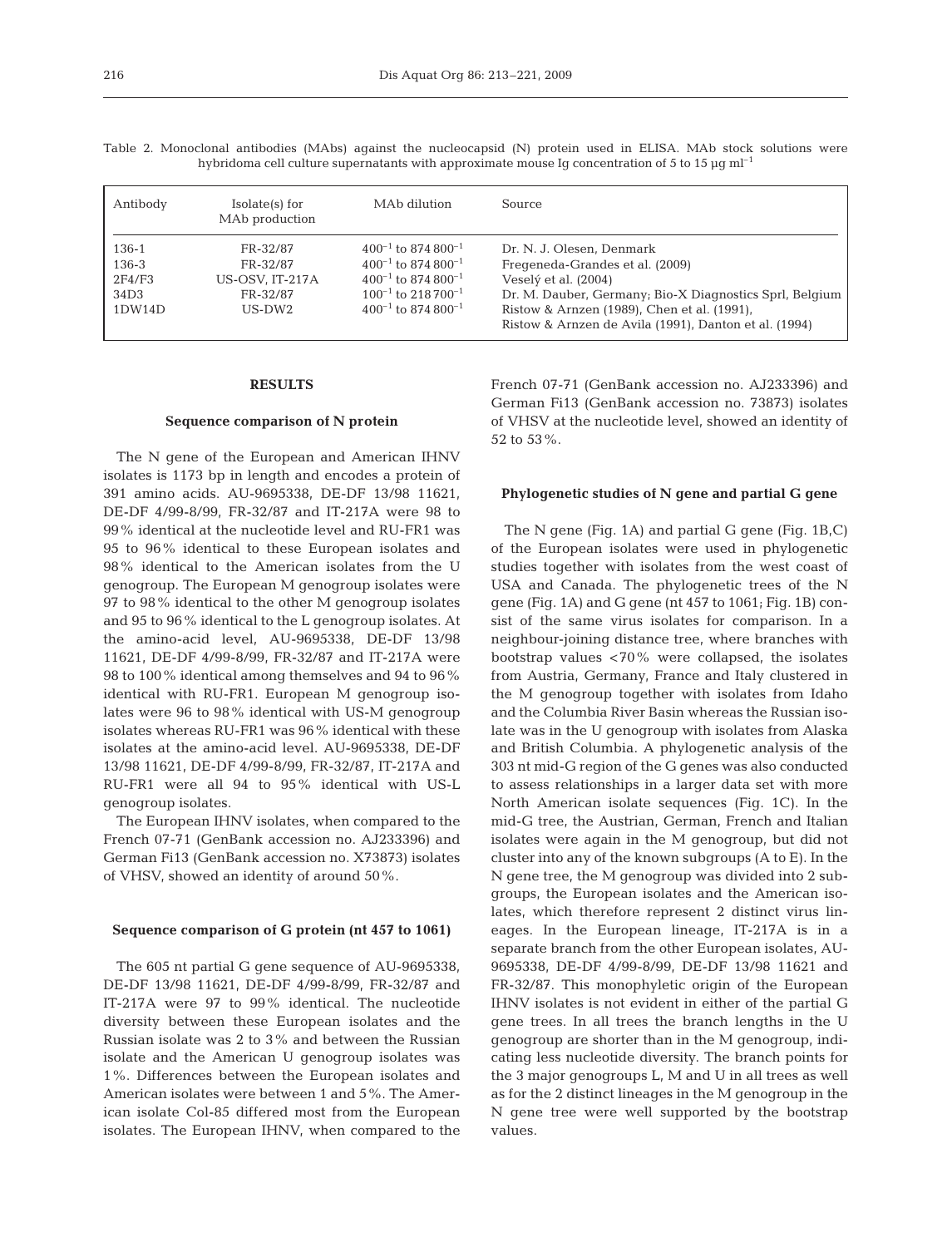Table 2. Monoclonal antibodies (MAbs) against the nucleocapsid (N) protein used in ELISA. MAb stock solutions were hybridoma cell culture supernatants with approximate mouse Ig concentration of 5 to 15 µg ml$^{-1}$

| Antibody | Isolate(s) for MAb production | MAb dilution | Source |
|---|---|---|---|
| 136-1 | FR-32/87 | $400^{-1}$ to $874\,800^{-1}$ | Dr. N. J. Olesen, Denmark |
| 136-3 | FR-32/87 | $400^{-1}$ to $874\,800^{-1}$ | Fregeneda-Grandes et al. (2009) |
| 2F4/F3 | US-OSV, IT-217A | $400^{-1}$ to $874\,800^{-1}$ | Veselý et al. (2004) |
| 34D3 | FR-32/87 | $100^{-1}$ to $218\,700^{-1}$ | Dr. M. Dauber, Germany; Bio-X Diagnostics Sprl, Belgium |
| 1DW14D | US-DW2 | $400^{-1}$ to $874\,800^{-1}$ | Ristow & Arnzen (1989), Chen et al. (1991), Ristow & Arnzen de Avila (1991), Danton et al. (1994) |

## RESULTS

### Sequence comparison of N protein

The N gene of the European and American IHNV isolates is 1173 bp in length and encodes a protein of 391 amino acids. AU-9695338, DE-DF 13/98 11621, DE-DF 4/99-8/99, FR-32/87 and IT-217A were 98 to 99% identical at the nucleotide level and RU-FR1 was 95 to 96% identical to these European isolates and 98% identical to the American isolates from the U genogroup. The European M genogroup isolates were 97 to 98% identical to the other M genogroup isolates and 95 to 96% identical to the L genogroup isolates. At the amino-acid level, AU-9695338, DE-DF 13/98 11621, DE-DF 4/99-8/99, FR-32/87 and IT-217A were 98 to 100% identical among themselves and 94 to 96% identical with RU-FR1. European M genogroup isolates were 96 to 98% identical with US-M genogroup isolates whereas RU-FR1 was 96% identical with these isolates at the amino-acid level. AU-9695338, DE-DF 13/98 11621, DE-DF 4/99-8/99, FR-32/87, IT-217A and RU-FR1 were all 94 to 95% identical with US-L genogroup isolates.

The European IHNV isolates, when compared to the French 07-71 (GenBank accession no. AJ233396) and German Fi13 (GenBank accession no. X73873) isolates of VHSV, showed an identity of around 50%.

### Sequence comparison of G protein (nt 457 to 1061)

The 605 nt partial G gene sequence of AU-9695338, DE-DF 13/98 11621, DE-DF 4/99-8/99, FR-32/87 and IT-217A were 97 to 99% identical. The nucleotide diversity between these European isolates and the Russian isolate was 2 to 3% and between the Russian isolate and the American U genogroup isolates was 1%. Differences between the European isolates and American isolates were between 1 and 5%. The American isolate Col-85 differed most from the European isolates. The European IHNV, when compared to the French 07-71 (GenBank accession no. AJ233396) and German Fi13 (GenBank accession no. 73873) isolates of VHSV at the nucleotide level, showed an identity of 52 to 53%.

### Phylogenetic studies of N gene and partial G gene

The N gene (Fig. 1A) and partial G gene (Fig. 1B,C) of the European isolates were used in phylogenetic studies together with isolates from the west coast of USA and Canada. The phylogenetic trees of the N gene (Fig. 1A) and G gene (nt 457 to 1061; Fig. 1B) consist of the same virus isolates for comparison. In a neighbour-joining distance tree, where branches with bootstrap values <70% were collapsed, the isolates from Austria, Germany, France and Italy clustered in the M genogroup together with isolates from Idaho and the Columbia River Basin whereas the Russian isolate was in the U genogroup with isolates from Alaska and British Columbia. A phylogenetic analysis of the 303 nt mid-G region of the G genes was also conducted to assess relationships in a larger data set with more North American isolate sequences (Fig. 1C). In the mid-G tree, the Austrian, German, French and Italian isolates were again in the M genogroup, but did not cluster into any of the known subgroups (A to E). In the N gene tree, the M genogroup was divided into 2 subgroups, the European isolates and the American isolates, which therefore represent 2 distinct virus lineages. In the European lineage, IT-217A is in a separate branch from the other European isolates, AU-9695338, DE-DF 4/99-8/99, DE-DF 13/98 11621 and FR-32/87. This monophyletic origin of the European IHNV isolates is not evident in either of the partial G gene trees. In all trees the branch lengths in the U genogroup are shorter than in the M genogroup, indicating less nucleotide diversity. The branch points for the 3 major genogroups L, M and U in all trees as well as for the 2 distinct lineages in the M genogroup in the N gene tree were well supported by the bootstrap values.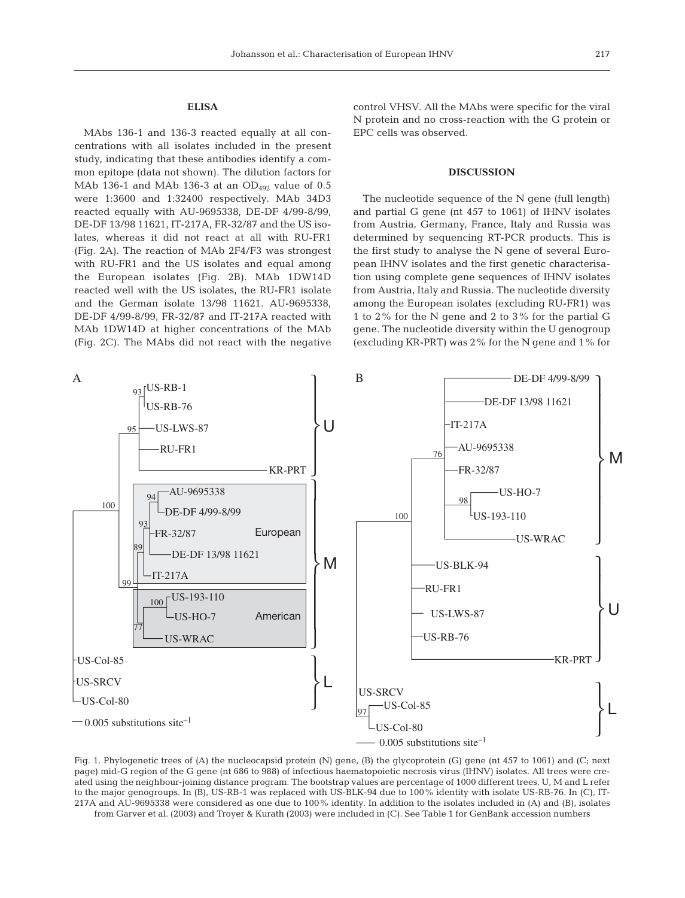### ELISA

MAbs 136-1 and 136-3 reacted equally at all concentrations with all isolates included in the present study, indicating that these antibodies identify a common epitope (data not shown). The dilution factors for MAb 136-1 and MAb 136-3 at an $OD_{492}$ value of 0.5 were 1:3600 and 1:32400 respectively. MAb 34D3 reacted equally with AU-9695338, DE-DF 4/99-8/99, DE-DF 13/98 11621, IT-217A, FR-32/87 and the US isolates, whereas it did not react at all with RU-FR1 (Fig. 2A). The reaction of MAb 2F4/F3 was strongest with RU-FR1 and the US isolates and equal among the European isolates (Fig. 2B). MAb 1DW14D reacted well with the US isolates, the RU-FR1 isolate and the German isolate 13/98 11621. AU-9695338, DE-DF 4/99-8/99, FR-32/87 and IT-217A reacted with MAb 1DW14D at higher concentrations of the MAb (Fig. 2C). The MAbs did not react with the negative control VHSV. All the MAbs were specific for the viral N protein and no cross-reaction with the G protein or EPC cells was observed.

## DISCUSSION

The nucleotide sequence of the N gene (full length) and partial G gene (nt 457 to 1061) of IHNV isolates from Austria, Germany, France, Italy and Russia was determined by sequencing RT-PCR products. This is the first study to analyse the N gene of several European IHNV isolates and the first genetic characterisation using complete gene sequences of IHNV isolates from Austria, Italy and Russia. The nucleotide diversity among the European isolates (excluding RU-FR1) was 1 to 2% for the N gene and 2 to 3% for the partial G gene. The nucleotide diversity within the U genogroup (excluding KR-PRT) was 2% for the N gene and 1% for

Fig. 1. Phylogenetic trees of (A) the nucleocapsid protein (N) gene, (B) the glycoprotein (G) gene (nt 457 to 1061) and (C; next page) mid-G region of the G gene (nt 686 to 988) of infectious haematopoietic necrosis virus (IHNV) isolates. All trees were created using the neighbour-joining distance program. The bootstrap values are percentage of 1000 different trees. U, M and L refer to the major genogroups. In (B), US-RB-1 was replaced with US-BLK-94 due to 100% identity with isolate US-RB-76. In (C), IT-217A and AU-9695338 were considered as one due to 100% identity. In addition to the isolates included in (A) and (B), isolates from Garver et al. (2003) and Troyer & Kurath (2003) were included in (C). See Table 1 for GenBank accession numbers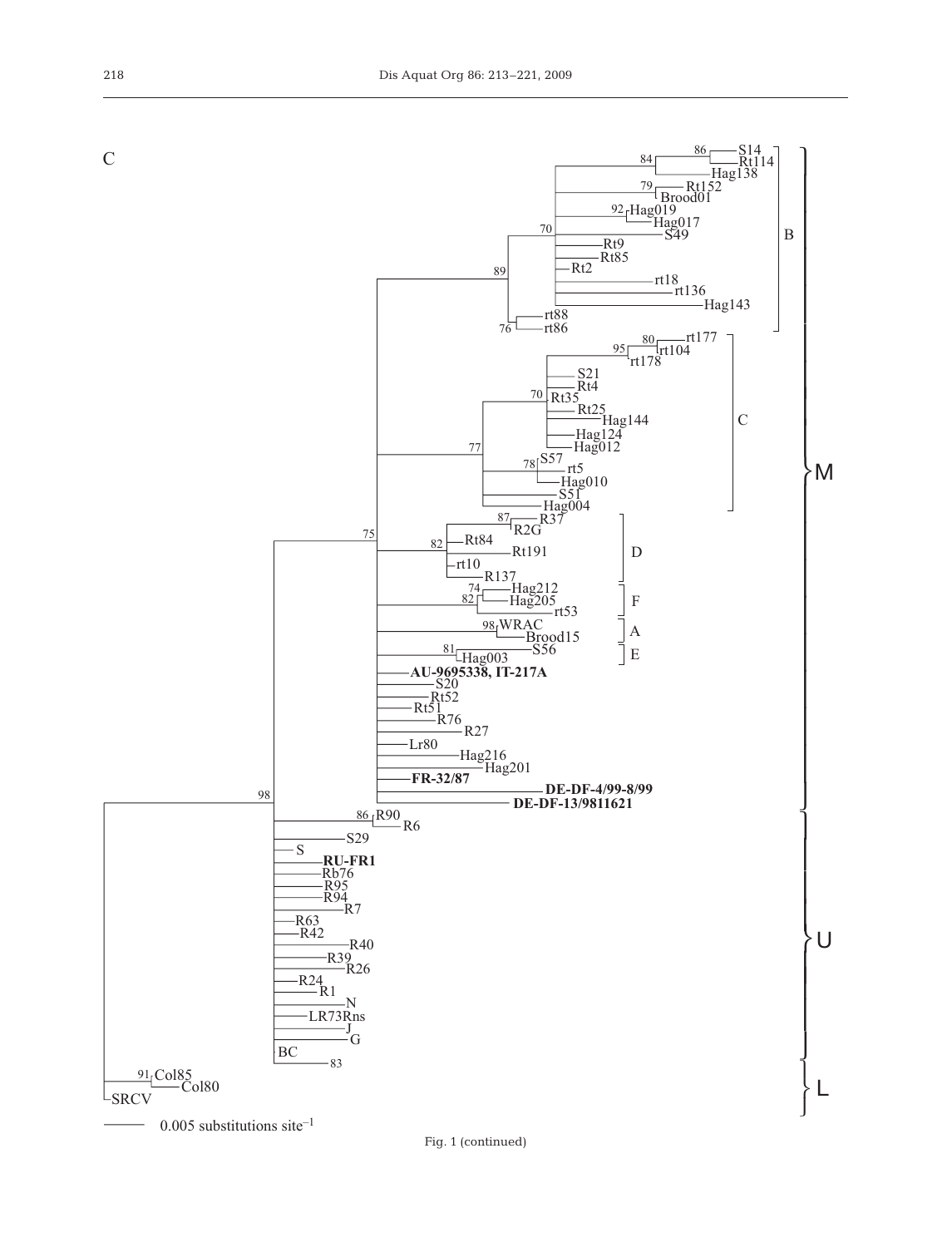C

Fig. 1 (continued)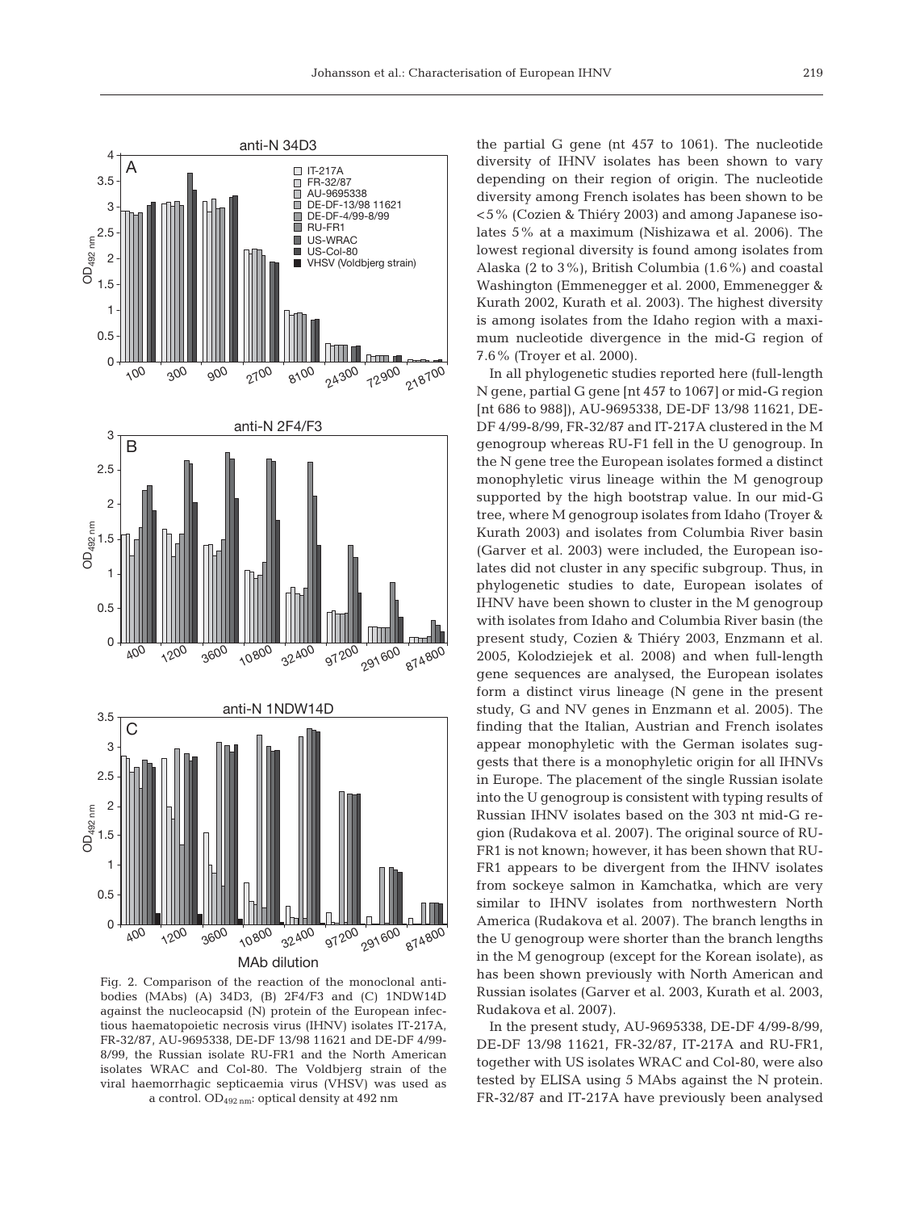Fig. 2. Comparison of the reaction of the monoclonal antibodies (MAbs) (A) 34D3, (B) 2F4/F3 and (C) 1NDW14D against the nucleocapsid (N) protein of the European infectious haematopoietic necrosis virus (IHNV) isolates IT-217A, FR-32/87, AU-9695338, DE-DF 13/98 11621 and DE-DF 4/99-8/99, the Russian isolate RU-FR1 and the North American isolates WRAC and Col-80. The Voldbjerg strain of the viral haemorrhagic septicaemia virus (VHSV) was used as a control. $OD_{492\ nm}$: optical density at 492 nm

the partial G gene (nt 457 to 1061). The nucleotide diversity of IHNV isolates has been shown to vary depending on their region of origin. The nucleotide diversity among French isolates has been shown to be <5% (Cozien & Thiéry 2003) and among Japanese isolates 5% at a maximum (Nishizawa et al. 2006). The lowest regional diversity is found among isolates from Alaska (2 to 3%), British Columbia (1.6%) and coastal Washington (Emmenegger et al. 2000, Emmenegger & Kurath 2002, Kurath et al. 2003). The highest diversity is among isolates from the Idaho region with a maximum nucleotide divergence in the mid-G region of 7.6% (Troyer et al. 2000).

In all phylogenetic studies reported here (full-length N gene, partial G gene [nt 457 to 1067] or mid-G region [nt 686 to 988]), AU-9695338, DE-DF 13/98 11621, DE-DF 4/99-8/99, FR-32/87 and IT-217A clustered in the M genogroup whereas RU-F1 fell in the U genogroup. In the N gene tree the European isolates formed a distinct monophyletic virus lineage within the M genogroup supported by the high bootstrap value. In our mid-G tree, where M genogroup isolates from Idaho (Troyer & Kurath 2003) and isolates from Columbia River basin (Garver et al. 2003) were included, the European isolates did not cluster in any specific subgroup. Thus, in phylogenetic studies to date, European isolates of IHNV have been shown to cluster in the M genogroup with isolates from Idaho and Columbia River basin (the present study, Cozien & Thiéry 2003, Enzmann et al. 2005, Kolodziejek et al. 2008) and when full-length gene sequences are analysed, the European isolates form a distinct virus lineage (N gene in the present study, G and NV genes in Enzmann et al. 2005). The finding that the Italian, Austrian and French isolates appear monophyletic with the German isolates suggests that there is a monophyletic origin for all IHNVs in Europe. The placement of the single Russian isolate into the U genogroup is consistent with typing results of Russian IHNV isolates based on the 303 nt mid-G region (Rudakova et al. 2007). The original source of RU-FR1 is not known; however, it has been shown that RU-FR1 appears to be divergent from the IHNV isolates from sockeye salmon in Kamchatka, which are very similar to IHNV isolates from northwestern North America (Rudakova et al. 2007). The branch lengths in the U genogroup were shorter than the branch lengths in the M genogroup (except for the Korean isolate), as has been shown previously with North American and Russian isolates (Garver et al. 2003, Kurath et al. 2003, Rudakova et al. 2007).

In the present study, AU-9695338, DE-DF 4/99-8/99, DE-DF 13/98 11621, FR-32/87, IT-217A and RU-FR1, together with US isolates WRAC and Col-80, were also tested by ELISA using 5 MAbs against the N protein. FR-32/87 and IT-217A have previously been analysed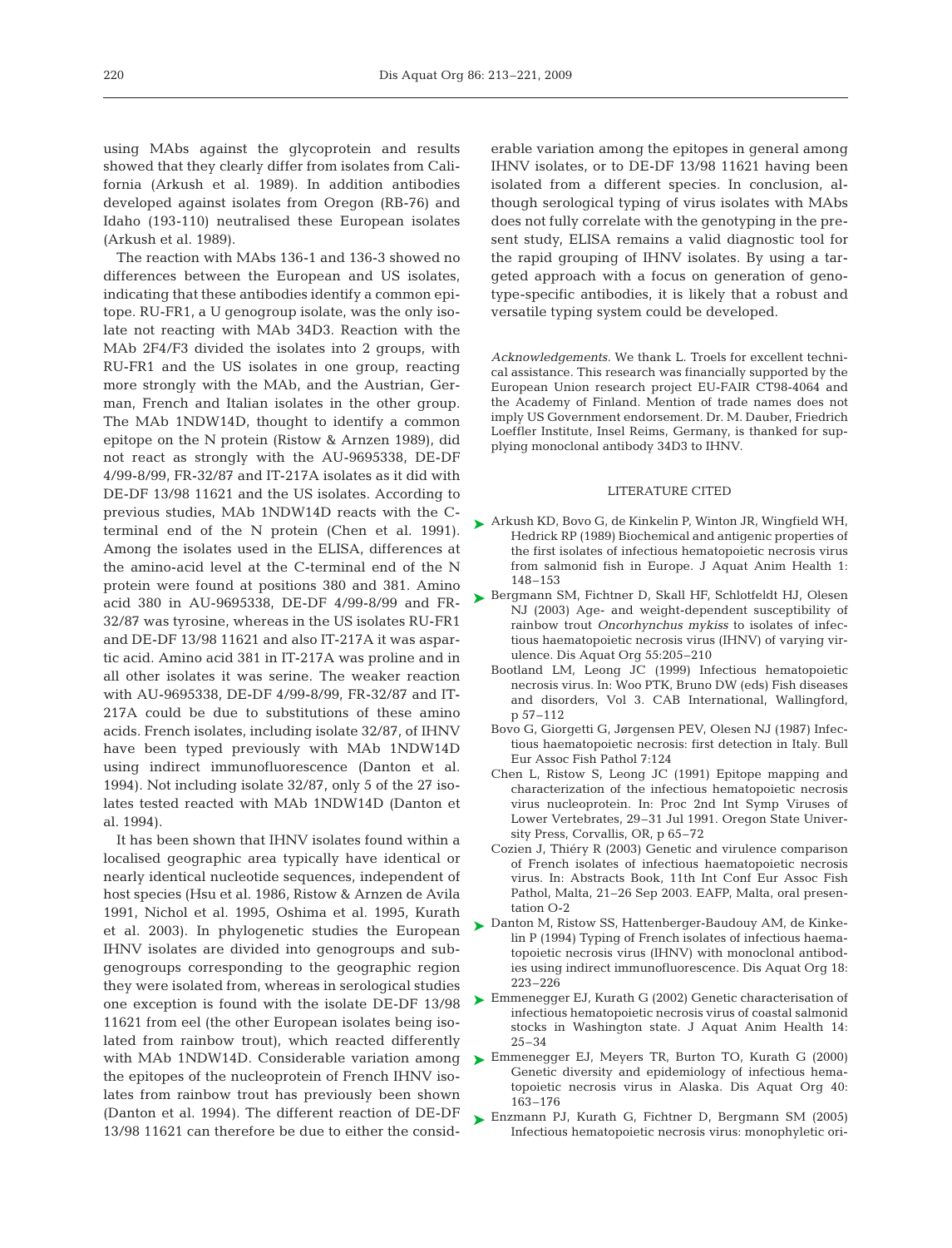using MAbs against the glycoprotein and results showed that they clearly differ from isolates from California (Arkush et al. 1989). In addition antibodies developed against isolates from Oregon (RB-76) and Idaho (193-110) neutralised these European isolates (Arkush et al. 1989).

The reaction with MAbs 136-1 and 136-3 showed no differences between the European and US isolates, indicating that these antibodies identify a common epitope. RU-FR1, a U genogroup isolate, was the only isolate not reacting with MAb 34D3. Reaction with the MAb 2F4/F3 divided the isolates into 2 groups, with RU-FR1 and the US isolates in one group, reacting more strongly with the MAb, and the Austrian, German, French and Italian isolates in the other group. The MAb 1NDW14D, thought to identify a common epitope on the N protein (Ristow & Arnzen 1989), did not react as strongly with the AU-9695338, DE-DF 4/99-8/99, FR-32/87 and IT-217A isolates as it did with DE-DF 13/98 11621 and the US isolates. According to previous studies, MAb 1NDW14D reacts with the C-terminal end of the N protein (Chen et al. 1991). Among the isolates used in the ELISA, differences at the amino-acid level at the C-terminal end of the N protein were found at positions 380 and 381. Amino acid 380 in AU-9695338, DE-DF 4/99-8/99 and FR-32/87 was tyrosine, whereas in the US isolates RU-FR1 and DE-DF 13/98 11621 and also IT-217A it was aspartic acid. Amino acid 381 in IT-217A was proline and in all other isolates it was serine. The weaker reaction with AU-9695338, DE-DF 4/99-8/99, FR-32/87 and IT-217A could be due to substitutions of these amino acids. French isolates, including isolate 32/87, of IHNV have been typed previously with MAb 1NDW14D using indirect immunofluorescence (Danton et al. 1994). Not including isolate 32/87, only 5 of the 27 isolates tested reacted with MAb 1NDW14D (Danton et al. 1994).

It has been shown that IHNV isolates found within a localised geographic area typically have identical or nearly identical nucleotide sequences, independent of host species (Hsu et al. 1986, Ristow & Arnzen de Avila 1991, Nichol et al. 1995, Oshima et al. 1995, Kurath et al. 2003). In phylogenetic studies the European IHNV isolates are divided into genogroups and subgenogroups corresponding to the geographic region they were isolated from, whereas in serological studies one exception is found with the isolate DE-DF 13/98 11621 from eel (the other European isolates being isolated from rainbow trout), which reacted differently with MAb 1NDW14D. Considerable variation among the epitopes of the nucleoprotein of French IHNV isolates from rainbow trout has previously been shown (Danton et al. 1994). The different reaction of DE-DF 13/98 11621 can therefore be due to either the considerable variation among the epitopes in general among IHNV isolates, or to DE-DF 13/98 11621 having been isolated from a different species. In conclusion, although serological typing of virus isolates with MAbs does not fully correlate with the genotyping in the present study, ELISA remains a valid diagnostic tool for the rapid grouping of IHNV isolates. By using a targeted approach with a focus on generation of genotype-specific antibodies, it is likely that a robust and versatile typing system could be developed.

*Acknowledgements.* We thank L. Troels for excellent technical assistance. This research was financially supported by the European Union research project EU-FAIR CT98-4064 and the Academy of Finland. Mention of trade names does not imply US Government endorsement. Dr. M. Dauber, Friedrich Loeffler Institute, Insel Reims, Germany, is thanked for supplying monoclonal antibody 34D3 to IHNV.

## LITERATURE CITED

- Arkush KD, Bovo G, de Kinkelin P, Winton JR, Wingfield WH, Hedrick RP (1989) Biochemical and antigenic properties of the first isolates of infectious hematopoietic necrosis virus from salmonid fish in Europe. J Aquat Anim Health 1: 148–153
- Bergmann SM, Fichtner D, Skall HF, Schlotfeldt HJ, Olesen NJ (2003) Age- and weight-dependent susceptibility of rainbow trout *Oncorhynchus mykiss* to isolates of infectious haematopoietic necrosis virus (IHNV) of varying virulence. Dis Aquat Org 55:205–210
- Bootland LM, Leong JC (1999) Infectious hematopoietic necrosis virus. In: Woo PTK, Bruno DW (eds) Fish diseases and disorders, Vol 3. CAB International, Wallingford, p 57–112
- Bovo G, Giorgetti G, Jørgensen PEV, Olesen NJ (1987) Infectious haematopoietic necrosis: first detection in Italy. Bull Eur Assoc Fish Pathol 7:124
- Chen L, Ristow S, Leong JC (1991) Epitope mapping and characterization of the infectious hematopoietic necrosis virus nucleoprotein. In: Proc 2nd Int Symp Viruses of Lower Vertebrates, 29–31 Jul 1991. Oregon State University Press, Corvallis, OR, p 65–72
- Cozien J, Thiéry R (2003) Genetic and virulence comparison of French isolates of infectious haematopoietic necrosis virus. In: Abstracts Book, 11th Int Conf Eur Assoc Fish Pathol, Malta, 21–26 Sep 2003. EAFP, Malta, oral presentation O-2
- Danton M, Ristow SS, Hattenberger-Baudouy AM, de Kinkelin P (1994) Typing of French isolates of infectious haematopoietic necrosis virus (IHNV) with monoclonal antibodies using indirect immunofluorescence. Dis Aquat Org 18: 223–226
- Emmenegger EJ, Kurath G (2002) Genetic characterisation of infectious hematopoietic necrosis virus of coastal salmonid stocks in Washington state. J Aquat Anim Health 14: 25–34
- Emmenegger EJ, Meyers TR, Burton TO, Kurath G (2000) Genetic diversity and epidemiology of infectious hematopoietic necrosis virus in Alaska. Dis Aquat Org 40: 163–176
- Enzmann PJ, Kurath G, Fichtner D, Bergmann SM (2005) Infectious hematopoietic necrosis virus: monophyletic ori-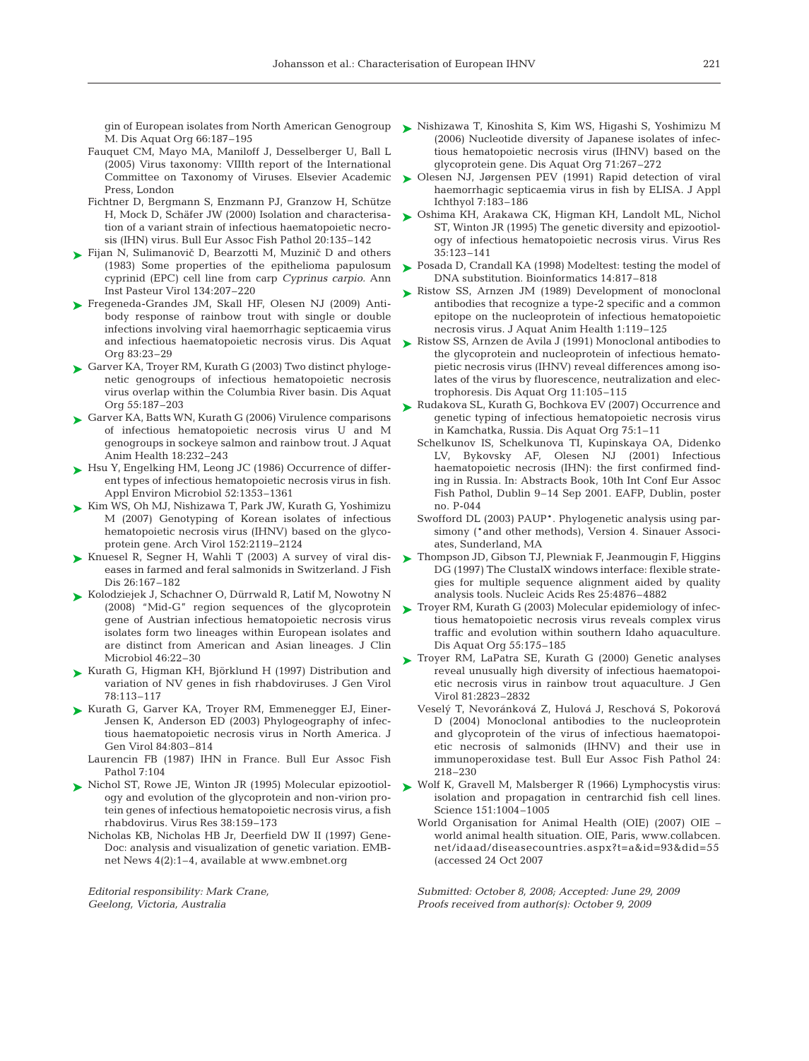gin of European isolates from North American Genogroup M. Dis Aquat Org 66:187–195

Fauquet CM, Mayo MA, Maniloff J, Desselberger U, Ball L (2005) Virus taxonomy: VIIIth report of the International Committee on Taxonomy of Viruses. Elsevier Academic Press, London

Fichtner D, Bergmann S, Enzmann PJ, Granzow H, Schütze H, Mock D, Schäfer JW (2000) Isolation and characterisation of a variant strain of infectious haematopoietic necrosis (IHN) virus. Bull Eur Assoc Fish Pathol 20:135–142

Fijan N, Sulimanovič D, Bearzotti M, Muzinič D and others (1983) Some properties of the epithelioma papulosum cyprinid (EPC) cell line from carp *Cyprinus carpio*. Ann Inst Pasteur Virol 134:207–220

Fregeneda-Grandes JM, Skall HF, Olesen NJ (2009) Antibody response of rainbow trout with single or double infections involving viral haemorrhagic septicaemia virus and infectious haematopoietic necrosis virus. Dis Aquat Org 83:23–29

Garver KA, Troyer RM, Kurath G (2003) Two distinct phylogenetic genogroups of infectious hematopoietic necrosis virus overlap within the Columbia River basin. Dis Aquat Org 55:187–203

Garver KA, Batts WN, Kurath G (2006) Virulence comparisons of infectious hematopoietic necrosis virus U and M genogroups in sockeye salmon and rainbow trout. J Aquat Anim Health 18:232–243

Hsu Y, Engelking HM, Leong JC (1986) Occurrence of different types of infectious hematopoietic necrosis virus in fish. Appl Environ Microbiol 52:1353–1361

Kim WS, Oh MJ, Nishizawa T, Park JW, Kurath G, Yoshimizu M (2007) Genotyping of Korean isolates of infectious hematopoietic necrosis virus (IHNV) based on the glycoprotein gene. Arch Virol 152:2119–2124

Knuesel R, Segner H, Wahli T (2003) A survey of viral diseases in farmed and feral salmonids in Switzerland. J Fish Dis 26:167–182

Kolodziejek J, Schachner O, Dürrwald R, Latif M, Nowotny N (2008) "Mid-G" region sequences of the glycoprotein gene of Austrian infectious hematopoietic necrosis virus isolates form two lineages within European isolates and are distinct from American and Asian lineages. J Clin Microbiol 46:22–30

Kurath G, Higman KH, Björklund H (1997) Distribution and variation of NV genes in fish rhabdoviruses. J Gen Virol 78:113–117

Kurath G, Garver KA, Troyer RM, Emmenegger EJ, Einer-Jensen K, Anderson ED (2003) Phylogeography of infectious haematopoietic necrosis virus in North America. J Gen Virol 84:803–814

Laurencin FB (1987) IHN in France. Bull Eur Assoc Fish Pathol 7:104

Nichol ST, Rowe JE, Winton JR (1995) Molecular epizootiology and evolution of the glycoprotein and non-virion protein genes of infectious hematopoietic necrosis virus, a fish rhabdovirus. Virus Res 38:159–173

Nicholas KB, Nicholas HB Jr, Deerfield DW II (1997) GeneDoc: analysis and visualization of genetic variation. EMBnet News 4(2):1–4, available at www.embnet.org

Nishizawa T, Kinoshita S, Kim WS, Higashi S, Yoshimizu M (2006) Nucleotide diversity of Japanese isolates of infectious hematopoietic necrosis virus (IHNV) based on the glycoprotein gene. Dis Aquat Org 71:267–272

Olesen NJ, Jørgensen PEV (1991) Rapid detection of viral haemorrhagic septicaemia virus in fish by ELISA. J Appl Ichthyol 7:183–186

Oshima KH, Arakawa CK, Higman KH, Landolt ML, Nichol ST, Winton JR (1995) The genetic diversity and epizootiology of infectious hematopoietic necrosis virus. Virus Res 35:123–141

Posada D, Crandall KA (1998) Modeltest: testing the model of DNA substitution. Bioinformatics 14:817–818

Ristow SS, Arnzen JM (1989) Development of monoclonal antibodies that recognize a type-2 specific and a common epitope on the nucleoprotein of infectious hematopoietic necrosis virus. J Aquat Anim Health 1:119–125

Ristow SS, Arnzen de Avila J (1991) Monoclonal antibodies to the glycoprotein and nucleoprotein of infectious hematopietic necrosis virus (IHNV) reveal differences among isolates of the virus by fluorescence, neutralization and electrophoresis. Dis Aquat Org 11:105–115

Rudakova SL, Kurath G, Bochkova EV (2007) Occurrence and genetic typing of infectious hematopoietic necrosis virus in Kamchatka, Russia. Dis Aquat Org 75:1–11

Schelkunov IS, Schelkunova TI, Kupinskaya OA, Didenko LV, Bykovsky AF, Olesen NJ (2001) Infectious haematopoietic necrosis (IHN): the first confirmed finding in Russia. In: Abstracts Book, 10th Int Conf Eur Assoc Fish Pathol, Dublin 9–14 Sep 2001. EAFP, Dublin, poster no. P-044

Swofford DL (2003) PAUP*. Phylogenetic analysis using parsimony (*and other methods), Version 4. Sinauer Associates, Sunderland, MA

Thompson JD, Gibson TJ, Plewniak F, Jeanmougin F, Higgins DG (1997) The ClustalX windows interface: flexible strategies for multiple sequence alignment aided by quality analysis tools. Nucleic Acids Res 25:4876–4882

Troyer RM, Kurath G (2003) Molecular epidemiology of infectious hematopoietic necrosis virus reveals complex virus traffic and evolution within southern Idaho aquaculture. Dis Aquat Org 55:175–185

Troyer RM, LaPatra SE, Kurath G (2000) Genetic analyses reveal unusually high diversity of infectious haematopoietic necrosis virus in rainbow trout aquaculture. J Gen Virol 81:2823–2832

Veselý T, Nevoránková Z, Hulová J, Reschová S, Pokorová D (2004) Monoclonal antibodies to the nucleoprotein and glycoprotein of the virus of infectious haematopoietic necrosis of salmonids (IHNV) and their use in immunoperoxidase test. Bull Eur Assoc Fish Pathol 24: 218–230

Wolf K, Gravell M, Malsberger R (1966) Lymphocystis virus: isolation and propagation in centrarchid fish cell lines. Science 151:1004–1005

World Organisation for Animal Health (OIE) (2007) OIE – world animal health situation. OIE, Paris, www.collabcen.net/idaad/diseasecountries.aspx?t=a&id=93&did=55 (accessed 24 Oct 2007

*Editorial responsibility: Mark Crane, Geelong, Victoria, Australia*

*Submitted: October 8, 2008; Accepted: June 29, 2009*
*Proofs received from author(s): October 9, 2009*